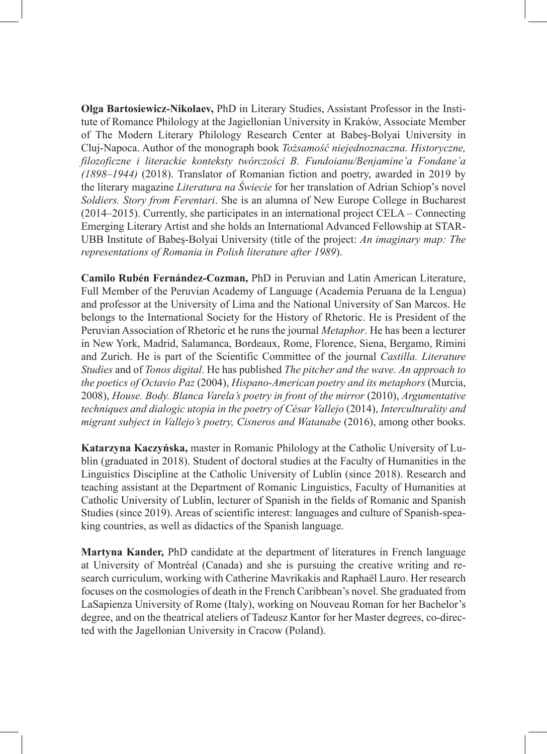**Olga Bartosiewicz-Nikolaev,** PhD in Literary Studies, Assistant Professor in the Institute of Romance Philology at the Jagiellonian University in Kraków, Associate Member of The Modern Literary Philology Research Center at Babeș-Bolyai University in Cluj-Napoca. Author of the monograph book *Tożsamość niejednoznaczna. Historyczne, filozoficzne i literackie konteksty twórczości B. Fundoianu/Benjamine'a Fondane'a (1898–1944)* (2018). Translator of Romanian fiction and poetry, awarded in 2019 by the literary magazine *Literatura na Świecie* for her translation of Adrian Schiop's novel *Soldiers. Story from Ferentari*. She is an alumna of New Europe College in Bucharest (2014–2015). Currently, she participates in an international project CELA – Connecting Emerging Literary Artist and she holds an International Advanced Fellowship at STAR-UBB Institute of Babeș-Bolyai University (title of the project: *An imaginary map: The representations of Romania in Polish literature after 1989*).

**Camilo Rubén Fernández-Cozman,** PhD in Peruvian and Latin American Literature, Full Member of the Peruvian Academy of Language (Academia Peruana de la Lengua) and professor at the University of Lima and the National University of San Marcos. He belongs to the International Society for the History of Rhetoric. He is President of the Peruvian Association of Rhetoric et he runs the journal *Metaphor*. He has been a lecturer in New York, Madrid, Salamanca, Bordeaux, Rome, Florence, Siena, Bergamo, Rimini and Zurich. He is part of the Scientific Committee of the journal *Castilla. Literature Studies* and of *Tonos digital*. He has published *The pitcher and the wave. An approach to the poetics of Octavio Paz* (2004), *Hispano-American poetry and its metaphors* (Murcia, 2008), *House. Body. Blanca Varela's poetry in front of the mirror* (2010), *Argumentative techniques and dialogic utopia in the poetry of César Vallejo* (2014), *Interculturality and migrant subject in Vallejo's poetry, Cisneros and Watanabe* (2016), among other books.

**Katarzyna Kaczyńska,** master in Romanic Philology at the Catholic University of Lublin (graduated in 2018). Student of doctoral studies at the Faculty of Humanities in the Linguistics Discipline at the Catholic University of Lublin (since 2018). Research and teaching assistant at the Department of Romanic Linguistics, Faculty of Humanities at Catholic University of Lublin, lecturer of Spanish in the fields of Romanic and Spanish Studies (since 2019). Areas of scientific interest: languages and culture of Spanish-speaking countries, as well as didactics of the Spanish language.

**Martyna Kander,** PhD candidate at the department of literatures in French language at University of Montréal (Canada) and she is pursuing the creative writing and research curriculum, working with Catherine Mavrikakis and Raphaël Lauro. Her research focuses on the cosmologies of death in the French Caribbean's novel. She graduated from LaSapienza University of Rome (Italy), working on Nouveau Roman for her Bachelor's degree, and on the theatrical ateliers of Tadeusz Kantor for her Master degrees, co-directed with the Jagellonian University in Cracow (Poland).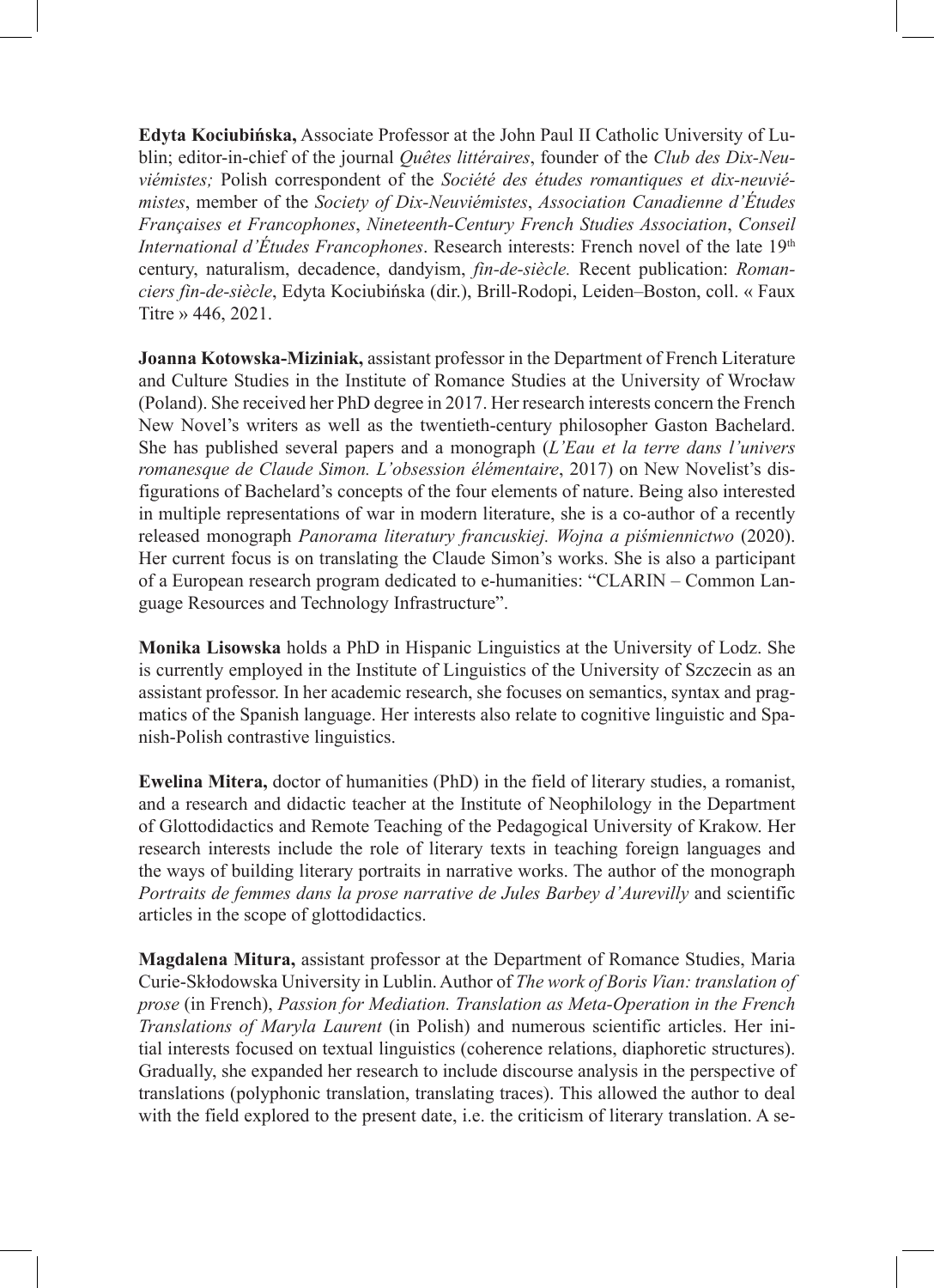**Edyta Kociubińska,** Associate Professor at the John Paul II Catholic University of Lublin; editor-in-chief of the journal *Quêtes littéraires*, founder of the *Club des Dix-Neuviémistes;* Polish correspondent of the *Société des études romantiques et dix-neuviémistes*, member of the *Society of Dix-Neuviémistes*, *Association Canadienne d'Études Françaises et Francophones*, *Nineteenth-Century French Studies Association*, *Conseil International d'Études Francophones*. Research interests: French novel of the late 19th century, naturalism, decadence, dandyism, *fin-de-siècle.* Recent publication: *Romanciers fin-de-siècle*, Edyta Kociubińska (dir.), Brill-Rodopi, Leiden–Boston, coll. « Faux Titre » 446, 2021.

**Joanna Kotowska-Miziniak,** assistant professor in the Department of French Literature and Culture Studies in the Institute of Romance Studies at the University of Wrocław (Poland). She received her PhD degree in 2017. Her research interests concern the French New Novel's writers as well as the twentieth-century philosopher Gaston Bachelard. She has published several papers and a monograph (*L'Eau et la terre dans l'univers romanesque de Claude Simon. L'obsession élémentaire*, 2017) on New Novelist's disfigurations of Bachelard's concepts of the four elements of nature. Being also interested in multiple representations of war in modern literature, she is a co-author of a recently released monograph *Panorama literatury francuskiej. Wojna a piśmiennictwo* (2020). Her current focus is on translating the Claude Simon's works. She is also a participant of a European research program dedicated to e-humanities: "CLARIN – Common Language Resources and Technology Infrastructure".

**Monika Lisowska** holds a PhD in Hispanic Linguistics at the University of Lodz. She is currently employed in the Institute of Linguistics of the University of Szczecin as an assistant professor. In her academic research, she focuses on semantics, syntax and pragmatics of the Spanish language. Her interests also relate to cognitive linguistic and Spanish-Polish contrastive linguistics.

**Ewelina Mitera,** doctor of humanities (PhD) in the field of literary studies, a romanist, and a research and didactic teacher at the Institute of Neophilology in the Department of Glottodidactics and Remote Teaching of the Pedagogical University of Krakow. Her research interests include the role of literary texts in teaching foreign languages and the ways of building literary portraits in narrative works. The author of the monograph *Portraits de femmes dans la prose narrative de Jules Barbey d'Aurevilly* and scientific articles in the scope of glottodidactics.

**Magdalena Mitura,** assistant professor at the Department of Romance Studies, Maria Curie-Skłodowska University in Lublin. Author of *The work of Boris Vian: translation of prose* (in French), *Passion for Mediation. Translation as Meta-Operation in the French Translations of Maryla Laurent* (in Polish) and numerous scientific articles. Her initial interests focused on textual linguistics (coherence relations, diaphoretic structures). Gradually, she expanded her research to include discourse analysis in the perspective of translations (polyphonic translation, translating traces). This allowed the author to deal with the field explored to the present date, i.e. the criticism of literary translation. A se-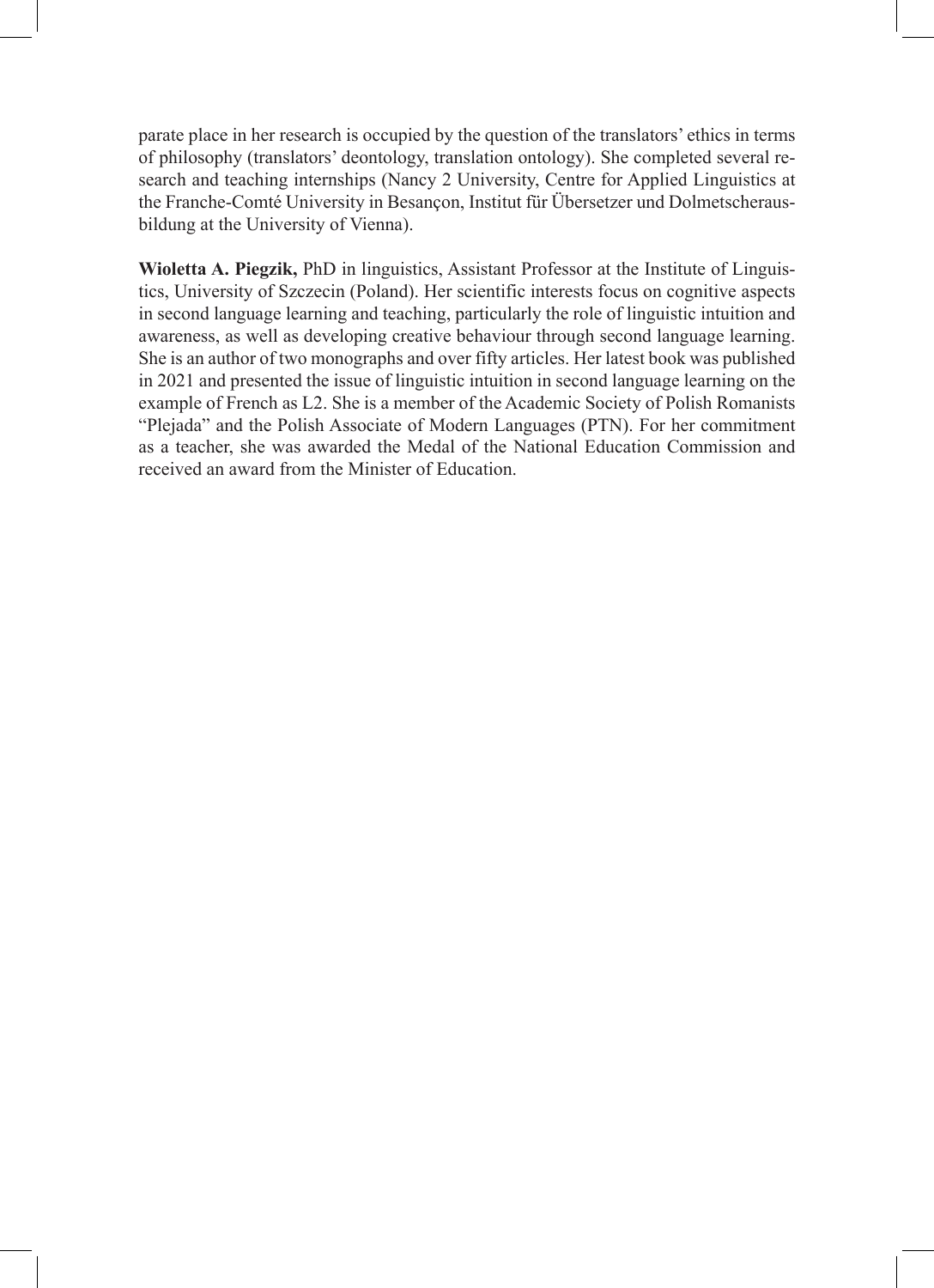parate place in her research is occupied by the question of the translators' ethics in terms of philosophy (translators' deontology, translation ontology). She completed several research and teaching internships (Nancy 2 University, Centre for Applied Linguistics at the Franche-Comté University in Besançon, Institut für Übersetzer und Dolmetscherausbildung at the University of Vienna).

**Wioletta A. Piegzik,** PhD in linguistics, Assistant Professor at the Institute of Linguistics, University of Szczecin (Poland). Her scientific interests focus on cognitive aspects in second language learning and teaching, particularly the role of linguistic intuition and awareness, as well as developing creative behaviour through second language learning. She is an author of two monographs and over fifty articles. Her latest book was published in 2021 and presented the issue of linguistic intuition in second language learning on the example of French as L2. She is a member of the Academic Society of Polish Romanists "Plejada" and the Polish Associate of Modern Languages (PTN). For her commitment as a teacher, she was awarded the Medal of the National Education Commission and received an award from the Minister of Education.